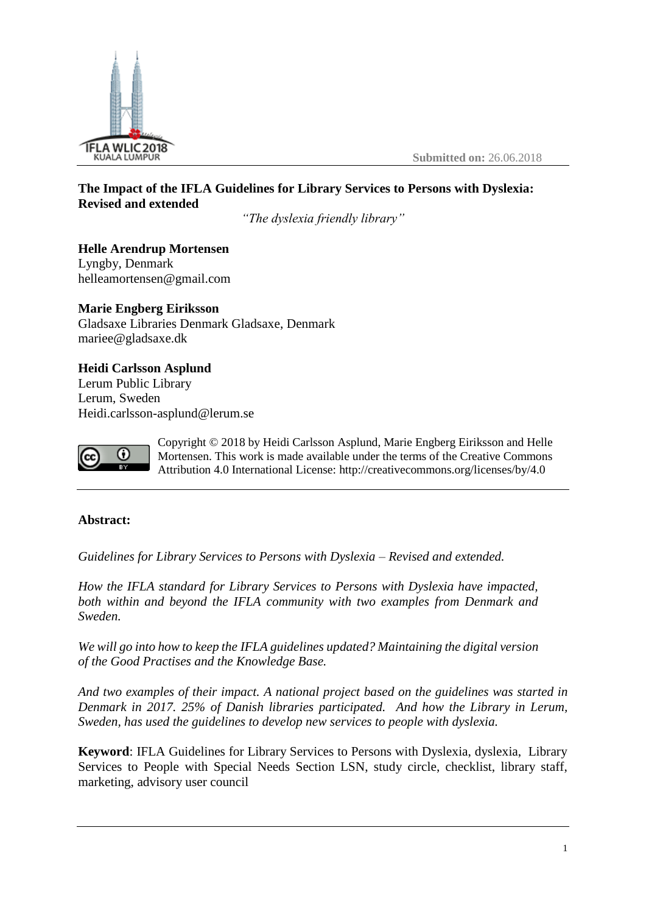Submitted on: 26.06.2018

# The Impact of the IFLA Guidelines for Library Services to Persons with Dyslexia: Revised and extended

*"The dyslexia friendly library"*

**Helle Arendrup Mortensen**
Lyngby, Denmark
helleamortensen@gmail.com

**Marie Engberg Eiriksson**
Gladsaxe Libraries Denmark Gladsaxe, Denmark
mariee@gladsaxe.dk

**Heidi Carlsson Asplund**
Lerum Public Library
Lerum, Sweden
Heidi.carlsson-asplund@lerum.se

Copyright © 2018 by Heidi Carlsson Asplund, Marie Engberg Eiriksson and Helle Mortensen. This work is made available under the terms of the Creative Commons Attribution 4.0 International License: http://creativecommons.org/licenses/by/4.0

---

**Abstract:**

*Guidelines for Library Services to Persons with Dyslexia – Revised and extended.*

*How the IFLA standard for Library Services to Persons with Dyslexia have impacted, both within and beyond the IFLA community with two examples from Denmark and Sweden.*

*We will go into how to keep the IFLA guidelines updated? Maintaining the digital version of the Good Practises and the Knowledge Base.*

*And two examples of their impact. A national project based on the guidelines was started in Denmark in 2017. 25% of Danish libraries participated. And how the Library in Lerum, Sweden, has used the guidelines to develop new services to people with dyslexia.*

**Keyword**: IFLA Guidelines for Library Services to Persons with Dyslexia, dyslexia, Library Services to People with Special Needs Section LSN, study circle, checklist, library staff, marketing, advisory user council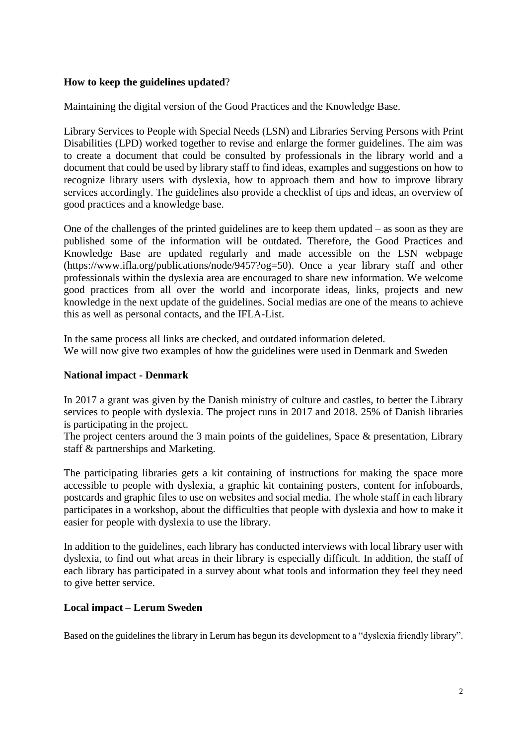**How to keep the guidelines updated**?

Maintaining the digital version of the Good Practices and the Knowledge Base.

Library Services to People with Special Needs (LSN) and Libraries Serving Persons with Print Disabilities (LPD) worked together to revise and enlarge the former guidelines. The aim was to create a document that could be consulted by professionals in the library world and a document that could be used by library staff to find ideas, examples and suggestions on how to recognize library users with dyslexia, how to approach them and how to improve library services accordingly. The guidelines also provide a checklist of tips and ideas, an overview of good practices and a knowledge base.

One of the challenges of the printed guidelines are to keep them updated – as soon as they are published some of the information will be outdated. Therefore, the Good Practices and Knowledge Base are updated regularly and made accessible on the LSN webpage (https://www.ifla.org/publications/node/9457?og=50). Once a year library staff and other professionals within the dyslexia area are encouraged to share new information. We welcome good practices from all over the world and incorporate ideas, links, projects and new knowledge in the next update of the guidelines. Social medias are one of the means to achieve this as well as personal contacts, and the IFLA-List.

In the same process all links are checked, and outdated information deleted.
We will now give two examples of how the guidelines were used in Denmark and Sweden

**National impact - Denmark**

In 2017 a grant was given by the Danish ministry of culture and castles, to better the Library services to people with dyslexia. The project runs in 2017 and 2018. 25% of Danish libraries is participating in the project.
The project centers around the 3 main points of the guidelines, Space & presentation, Library staff & partnerships and Marketing.

The participating libraries gets a kit containing of instructions for making the space more accessible to people with dyslexia, a graphic kit containing posters, content for infoboards, postcards and graphic files to use on websites and social media. The whole staff in each library participates in a workshop, about the difficulties that people with dyslexia and how to make it easier for people with dyslexia to use the library.

In addition to the guidelines, each library has conducted interviews with local library user with dyslexia, to find out what areas in their library is especially difficult. In addition, the staff of each library has participated in a survey about what tools and information they feel they need to give better service.

**Local impact – Lerum Sweden**

Based on the guidelines the library in Lerum has begun its development to a "dyslexia friendly library".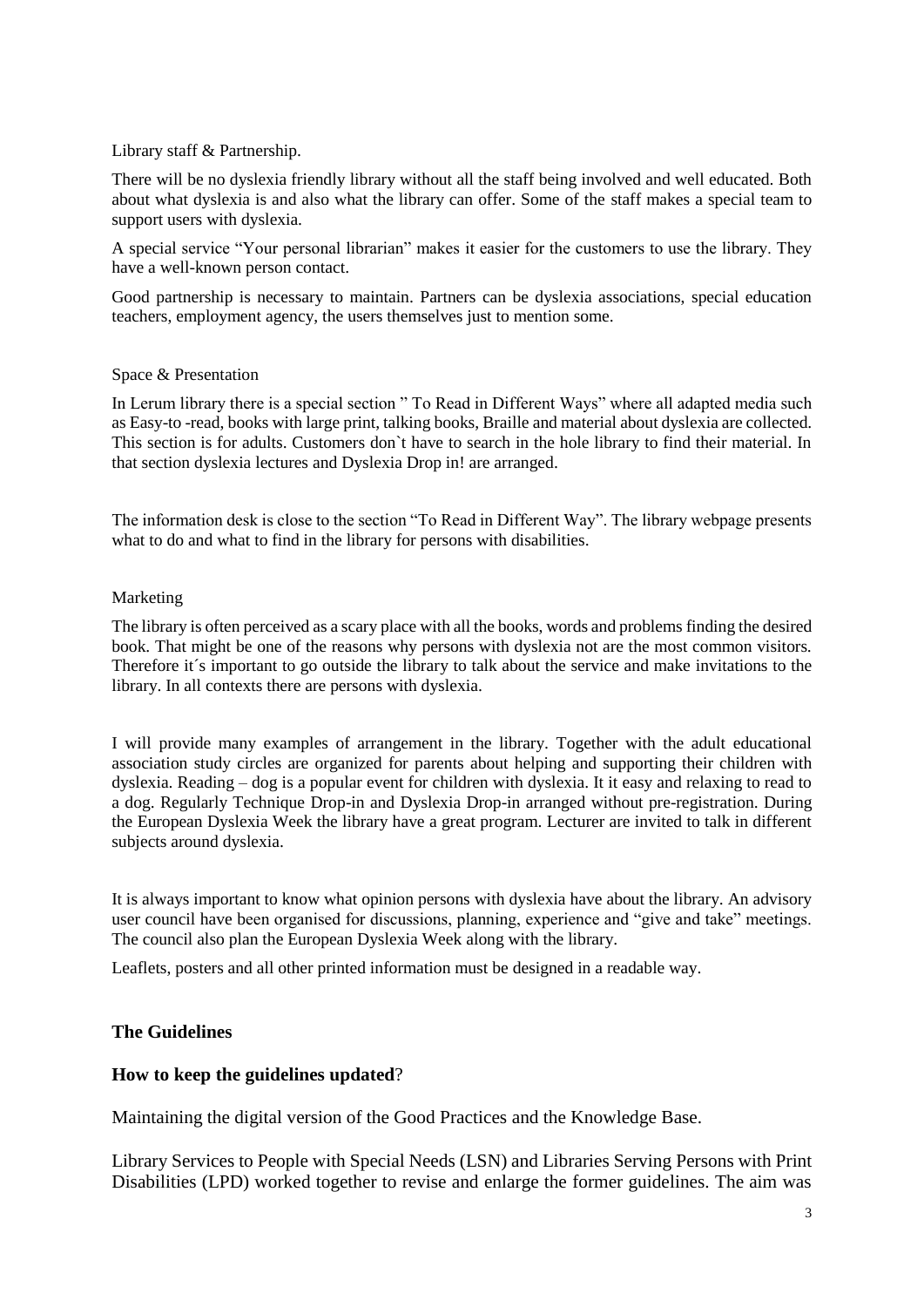Library staff & Partnership.

There will be no dyslexia friendly library without all the staff being involved and well educated. Both about what dyslexia is and also what the library can offer. Some of the staff makes a special team to support users with dyslexia.

A special service "Your personal librarian" makes it easier for the customers to use the library. They have a well-known person contact.

Good partnership is necessary to maintain. Partners can be dyslexia associations, special education teachers, employment agency, the users themselves just to mention some.

Space & Presentation

In Lerum library there is a special section " To Read in Different Ways" where all adapted media such as Easy-to -read, books with large print, talking books, Braille and material about dyslexia are collected. This section is for adults. Customers don`t have to search in the hole library to find their material. In that section dyslexia lectures and Dyslexia Drop in! are arranged.

The information desk is close to the section "To Read in Different Way". The library webpage presents what to do and what to find in the library for persons with disabilities.

Marketing

The library is often perceived as a scary place with all the books, words and problems finding the desired book. That might be one of the reasons why persons with dyslexia not are the most common visitors. Therefore it´s important to go outside the library to talk about the service and make invitations to the library. In all contexts there are persons with dyslexia.

I will provide many examples of arrangement in the library. Together with the adult educational association study circles are organized for parents about helping and supporting their children with dyslexia. Reading – dog is a popular event for children with dyslexia. It it easy and relaxing to read to a dog. Regularly Technique Drop-in and Dyslexia Drop-in arranged without pre-registration. During the European Dyslexia Week the library have a great program. Lecturer are invited to talk in different subjects around dyslexia.

It is always important to know what opinion persons with dyslexia have about the library. An advisory user council have been organised for discussions, planning, experience and "give and take" meetings. The council also plan the European Dyslexia Week along with the library.

Leaflets, posters and all other printed information must be designed in a readable way.

## The Guidelines

### How to keep the guidelines updated?

Maintaining the digital version of the Good Practices and the Knowledge Base.

Library Services to People with Special Needs (LSN) and Libraries Serving Persons with Print Disabilities (LPD) worked together to revise and enlarge the former guidelines. The aim was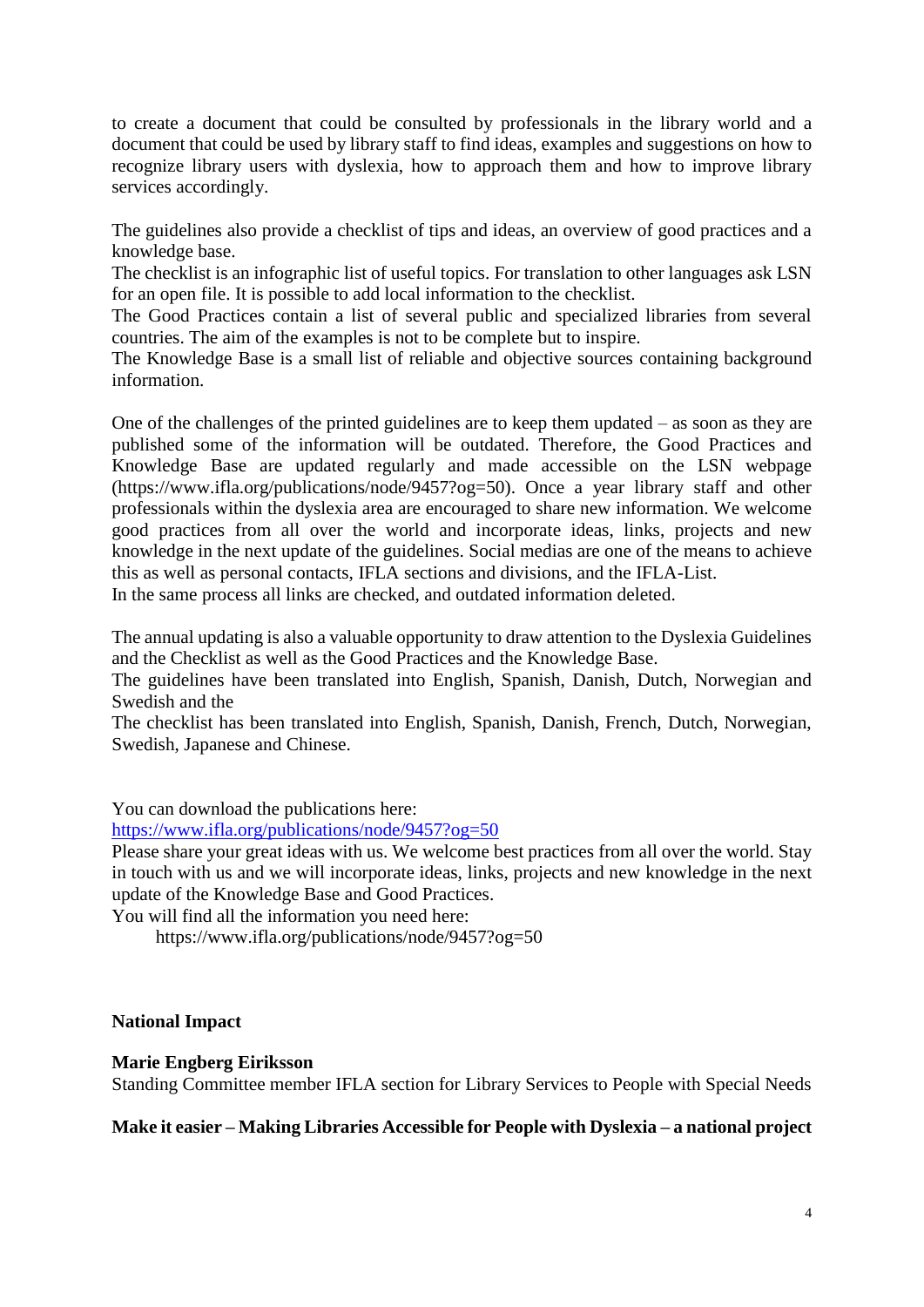to create a document that could be consulted by professionals in the library world and a document that could be used by library staff to find ideas, examples and suggestions on how to recognize library users with dyslexia, how to approach them and how to improve library services accordingly.

The guidelines also provide a checklist of tips and ideas, an overview of good practices and a knowledge base.
The checklist is an infographic list of useful topics. For translation to other languages ask LSN for an open file. It is possible to add local information to the checklist.
The Good Practices contain a list of several public and specialized libraries from several countries. The aim of the examples is not to be complete but to inspire.
The Knowledge Base is a small list of reliable and objective sources containing background information.

One of the challenges of the printed guidelines are to keep them updated – as soon as they are published some of the information will be outdated. Therefore, the Good Practices and Knowledge Base are updated regularly and made accessible on the LSN webpage (https://www.ifla.org/publications/node/9457?og=50). Once a year library staff and other professionals within the dyslexia area are encouraged to share new information. We welcome good practices from all over the world and incorporate ideas, links, projects and new knowledge in the next update of the guidelines. Social medias are one of the means to achieve this as well as personal contacts, IFLA sections and divisions, and the IFLA-List.
In the same process all links are checked, and outdated information deleted.

The annual updating is also a valuable opportunity to draw attention to the Dyslexia Guidelines and the Checklist as well as the Good Practices and the Knowledge Base.
The guidelines have been translated into English, Spanish, Danish, Dutch, Norwegian and Swedish and the
The checklist has been translated into English, Spanish, Danish, French, Dutch, Norwegian, Swedish, Japanese and Chinese.

You can download the publications here:
https://www.ifla.org/publications/node/9457?og=50
Please share your great ideas with us. We welcome best practices from all over the world. Stay in touch with us and we will incorporate ideas, links, projects and new knowledge in the next update of the Knowledge Base and Good Practices.
You will find all the information you need here:
https://www.ifla.org/publications/node/9457?og=50

## National Impact

**Marie Engberg Eiriksson**
Standing Committee member IFLA section for Library Services to People with Special Needs

### Make it easier – Making Libraries Accessible for People with Dyslexia – a national project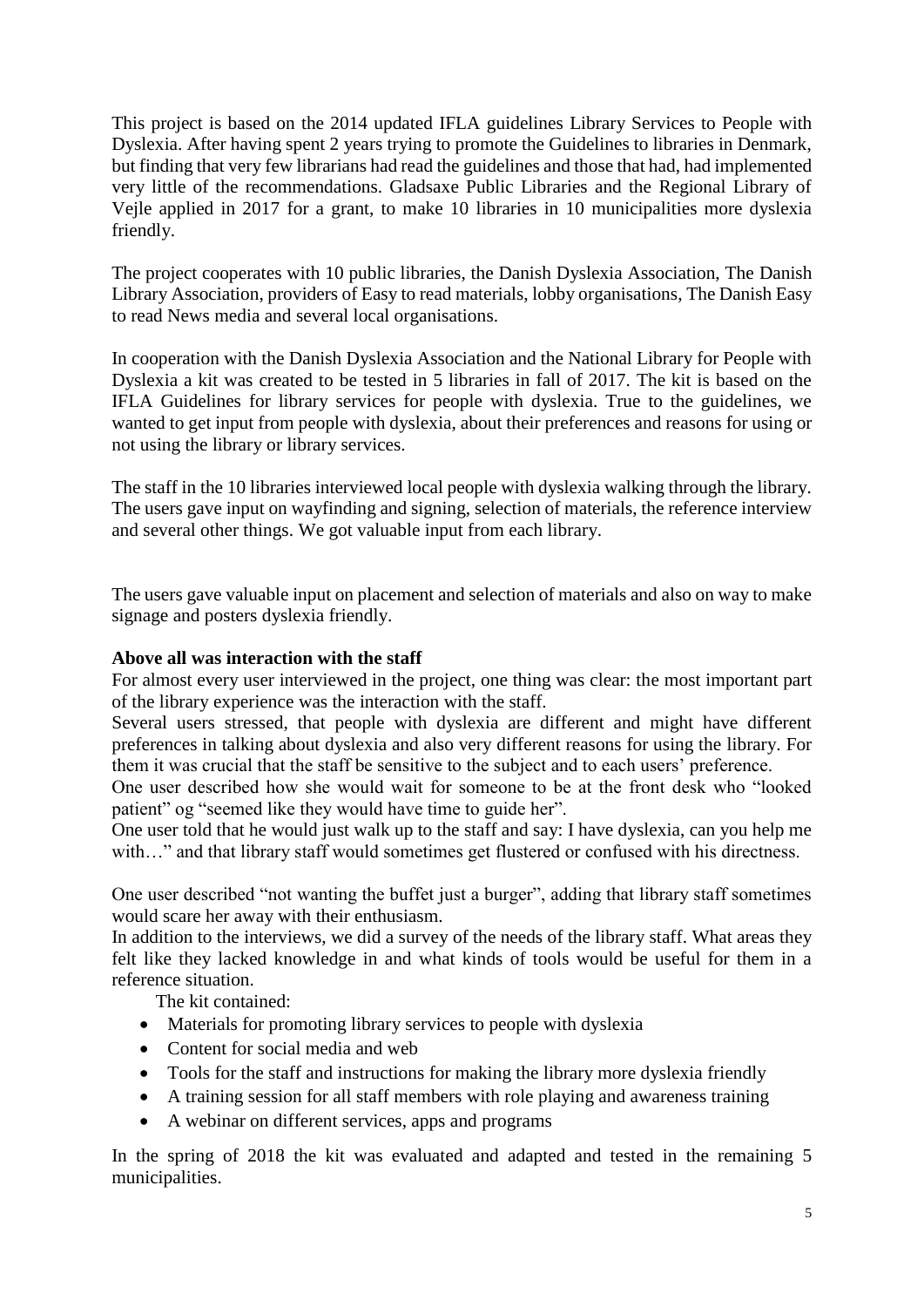This project is based on the 2014 updated IFLA guidelines Library Services to People with Dyslexia. After having spent 2 years trying to promote the Guidelines to libraries in Denmark, but finding that very few librarians had read the guidelines and those that had, had implemented very little of the recommendations. Gladsaxe Public Libraries and the Regional Library of Vejle applied in 2017 for a grant, to make 10 libraries in 10 municipalities more dyslexia friendly.

The project cooperates with 10 public libraries, the Danish Dyslexia Association, The Danish Library Association, providers of Easy to read materials, lobby organisations, The Danish Easy to read News media and several local organisations.

In cooperation with the Danish Dyslexia Association and the National Library for People with Dyslexia a kit was created to be tested in 5 libraries in fall of 2017. The kit is based on the IFLA Guidelines for library services for people with dyslexia. True to the guidelines, we wanted to get input from people with dyslexia, about their preferences and reasons for using or not using the library or library services.

The staff in the 10 libraries interviewed local people with dyslexia walking through the library. The users gave input on wayfinding and signing, selection of materials, the reference interview and several other things. We got valuable input from each library.

The users gave valuable input on placement and selection of materials and also on way to make signage and posters dyslexia friendly.

**Above all was interaction with the staff**

For almost every user interviewed in the project, one thing was clear: the most important part of the library experience was the interaction with the staff.

Several users stressed, that people with dyslexia are different and might have different preferences in talking about dyslexia and also very different reasons for using the library. For them it was crucial that the staff be sensitive to the subject and to each users' preference.

One user described how she would wait for someone to be at the front desk who "looked patient" og "seemed like they would have time to guide her".

One user told that he would just walk up to the staff and say: I have dyslexia, can you help me with…" and that library staff would sometimes get flustered or confused with his directness.

One user described "not wanting the buffet just a burger", adding that library staff sometimes would scare her away with their enthusiasm.

In addition to the interviews, we did a survey of the needs of the library staff. What areas they felt like they lacked knowledge in and what kinds of tools would be useful for them in a reference situation.

The kit contained:

- Materials for promoting library services to people with dyslexia
- Content for social media and web
- Tools for the staff and instructions for making the library more dyslexia friendly
- A training session for all staff members with role playing and awareness training
- A webinar on different services, apps and programs

In the spring of 2018 the kit was evaluated and adapted and tested in the remaining 5 municipalities.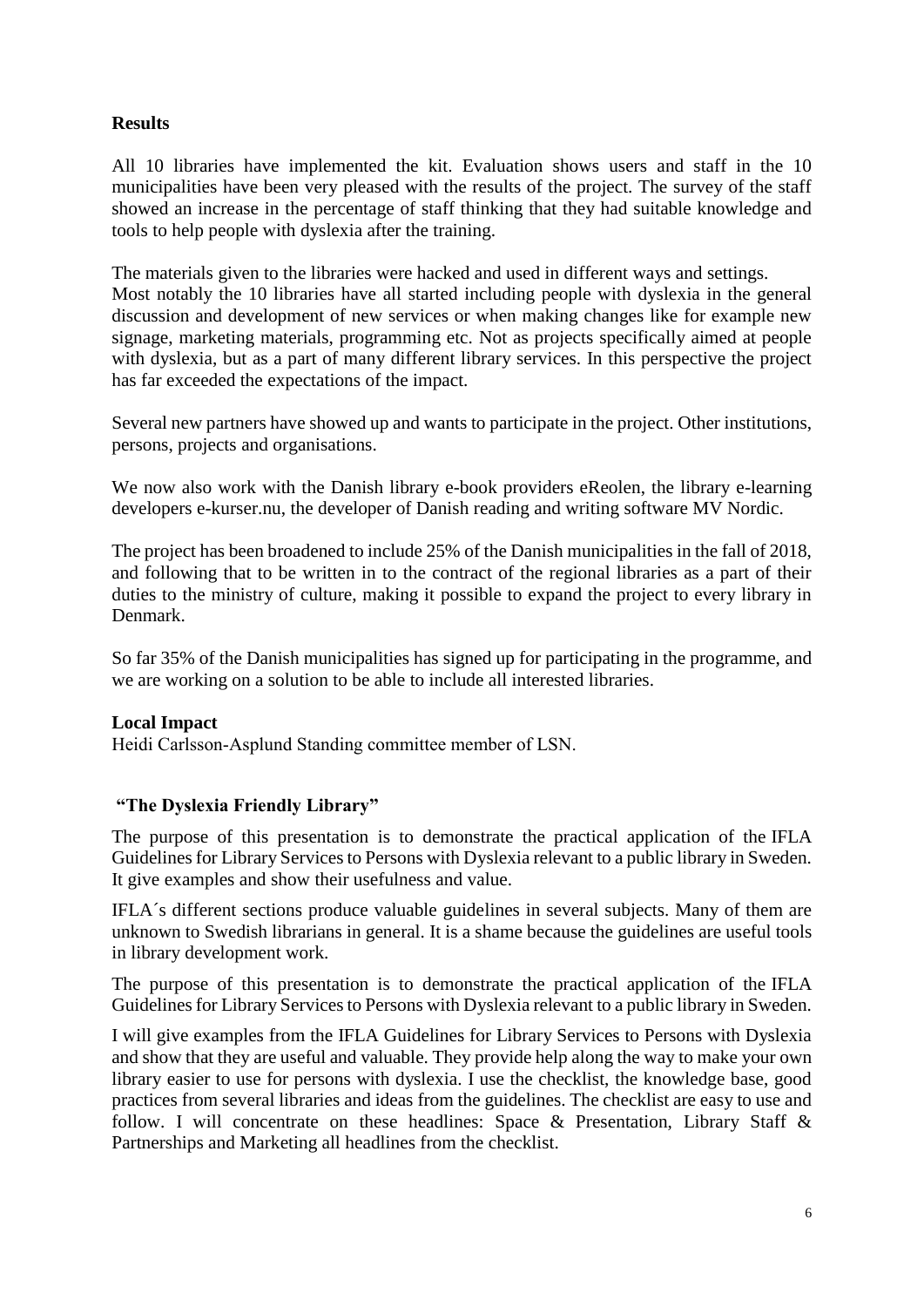**Results**

All 10 libraries have implemented the kit. Evaluation shows users and staff in the 10 municipalities have been very pleased with the results of the project. The survey of the staff showed an increase in the percentage of staff thinking that they had suitable knowledge and tools to help people with dyslexia after the training.

The materials given to the libraries were hacked and used in different ways and settings. Most notably the 10 libraries have all started including people with dyslexia in the general discussion and development of new services or when making changes like for example new signage, marketing materials, programming etc. Not as projects specifically aimed at people with dyslexia, but as a part of many different library services. In this perspective the project has far exceeded the expectations of the impact.

Several new partners have showed up and wants to participate in the project. Other institutions, persons, projects and organisations.

We now also work with the Danish library e-book providers eReolen, the library e-learning developers e-kurser.nu, the developer of Danish reading and writing software MV Nordic.

The project has been broadened to include 25% of the Danish municipalities in the fall of 2018, and following that to be written in to the contract of the regional libraries as a part of their duties to the ministry of culture, making it possible to expand the project to every library in Denmark.

So far 35% of the Danish municipalities has signed up for participating in the programme, and we are working on a solution to be able to include all interested libraries.

**Local Impact**

Heidi Carlsson-Asplund Standing committee member of LSN.

**"The Dyslexia Friendly Library"**

The purpose of this presentation is to demonstrate the practical application of the IFLA Guidelines for Library Services to Persons with Dyslexia relevant to a public library in Sweden. It give examples and show their usefulness and value.

IFLA´s different sections produce valuable guidelines in several subjects. Many of them are unknown to Swedish librarians in general. It is a shame because the guidelines are useful tools in library development work.

The purpose of this presentation is to demonstrate the practical application of the IFLA Guidelines for Library Services to Persons with Dyslexia relevant to a public library in Sweden.

I will give examples from the IFLA Guidelines for Library Services to Persons with Dyslexia and show that they are useful and valuable. They provide help along the way to make your own library easier to use for persons with dyslexia. I use the checklist, the knowledge base, good practices from several libraries and ideas from the guidelines. The checklist are easy to use and follow. I will concentrate on these headlines: Space & Presentation, Library Staff & Partnerships and Marketing all headlines from the checklist.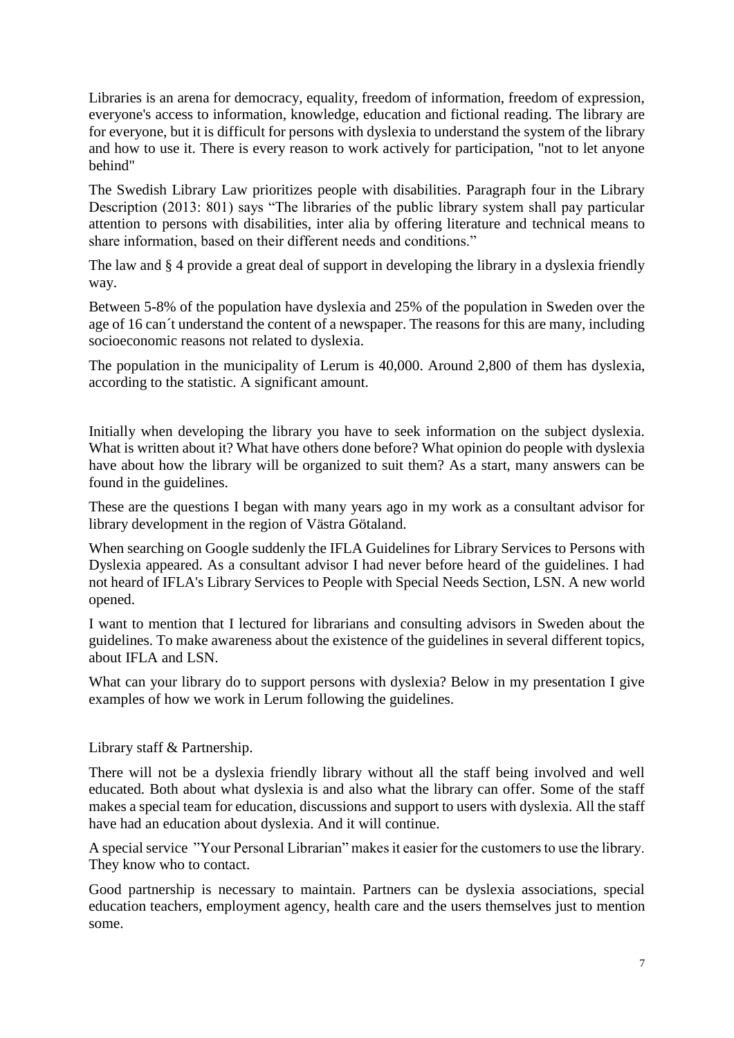Libraries is an arena for democracy, equality, freedom of information, freedom of expression, everyone's access to information, knowledge, education and fictional reading. The library are for everyone, but it is difficult for persons with dyslexia to understand the system of the library and how to use it. There is every reason to work actively for participation, "not to let anyone behind"

The Swedish Library Law prioritizes people with disabilities. Paragraph four in the Library Description (2013: 801) says "The libraries of the public library system shall pay particular attention to persons with disabilities, inter alia by offering literature and technical means to share information, based on their different needs and conditions."

The law and § 4 provide a great deal of support in developing the library in a dyslexia friendly way.

Between 5-8% of the population have dyslexia and 25% of the population in Sweden over the age of 16 can´t understand the content of a newspaper. The reasons for this are many, including socioeconomic reasons not related to dyslexia.

The population in the municipality of Lerum is 40,000. Around 2,800 of them has dyslexia, according to the statistic. A significant amount.

Initially when developing the library you have to seek information on the subject dyslexia. What is written about it? What have others done before? What opinion do people with dyslexia have about how the library will be organized to suit them? As a start, many answers can be found in the guidelines.

These are the questions I began with many years ago in my work as a consultant advisor for library development in the region of Västra Götaland.

When searching on Google suddenly the IFLA Guidelines for Library Services to Persons with Dyslexia appeared. As a consultant advisor I had never before heard of the guidelines. I had not heard of IFLA's Library Services to People with Special Needs Section, LSN. A new world opened.

I want to mention that I lectured for librarians and consulting advisors in Sweden about the guidelines. To make awareness about the existence of the guidelines in several different topics, about IFLA and LSN.

What can your library do to support persons with dyslexia? Below in my presentation I give examples of how we work in Lerum following the guidelines.

Library staff & Partnership.

There will not be a dyslexia friendly library without all the staff being involved and well educated. Both about what dyslexia is and also what the library can offer. Some of the staff makes a special team for education, discussions and support to users with dyslexia. All the staff have had an education about dyslexia. And it will continue.

A special service "Your Personal Librarian" makes it easier for the customers to use the library. They know who to contact.

Good partnership is necessary to maintain. Partners can be dyslexia associations, special education teachers, employment agency, health care and the users themselves just to mention some.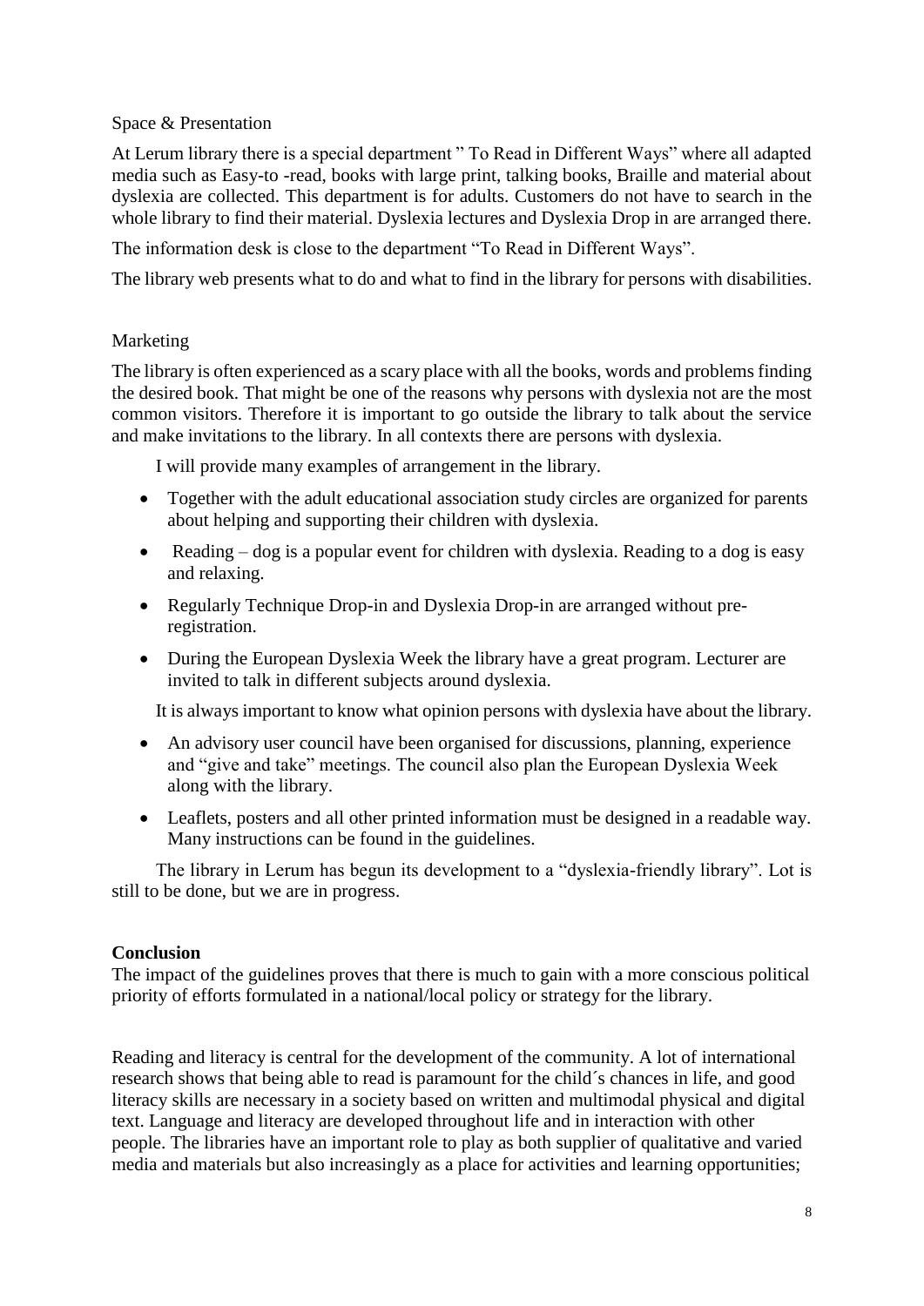Space & Presentation

At Lerum library there is a special department " To Read in Different Ways" where all adapted media such as Easy-to -read, books with large print, talking books, Braille and material about dyslexia are collected. This department is for adults. Customers do not have to search in the whole library to find their material. Dyslexia lectures and Dyslexia Drop in are arranged there.

The information desk is close to the department "To Read in Different Ways".

The library web presents what to do and what to find in the library for persons with disabilities.

Marketing

The library is often experienced as a scary place with all the books, words and problems finding the desired book. That might be one of the reasons why persons with dyslexia not are the most common visitors. Therefore it is important to go outside the library to talk about the service and make invitations to the library. In all contexts there are persons with dyslexia.

I will provide many examples of arrangement in the library.

- Together with the adult educational association study circles are organized for parents about helping and supporting their children with dyslexia.
- Reading – dog is a popular event for children with dyslexia. Reading to a dog is easy and relaxing.
- Regularly Technique Drop-in and Dyslexia Drop-in are arranged without pre-registration.
- During the European Dyslexia Week the library have a great program. Lecturer are invited to talk in different subjects around dyslexia.

It is always important to know what opinion persons with dyslexia have about the library.

- An advisory user council have been organised for discussions, planning, experience and "give and take" meetings. The council also plan the European Dyslexia Week along with the library.
- Leaflets, posters and all other printed information must be designed in a readable way. Many instructions can be found in the guidelines.

The library in Lerum has begun its development to a "dyslexia-friendly library". Lot is still to be done, but we are in progress.

**Conclusion**

The impact of the guidelines proves that there is much to gain with a more conscious political priority of efforts formulated in a national/local policy or strategy for the library.

Reading and literacy is central for the development of the community. A lot of international research shows that being able to read is paramount for the child´s chances in life, and good literacy skills are necessary in a society based on written and multimodal physical and digital text. Language and literacy are developed throughout life and in interaction with other people. The libraries have an important role to play as both supplier of qualitative and varied media and materials but also increasingly as a place for activities and learning opportunities;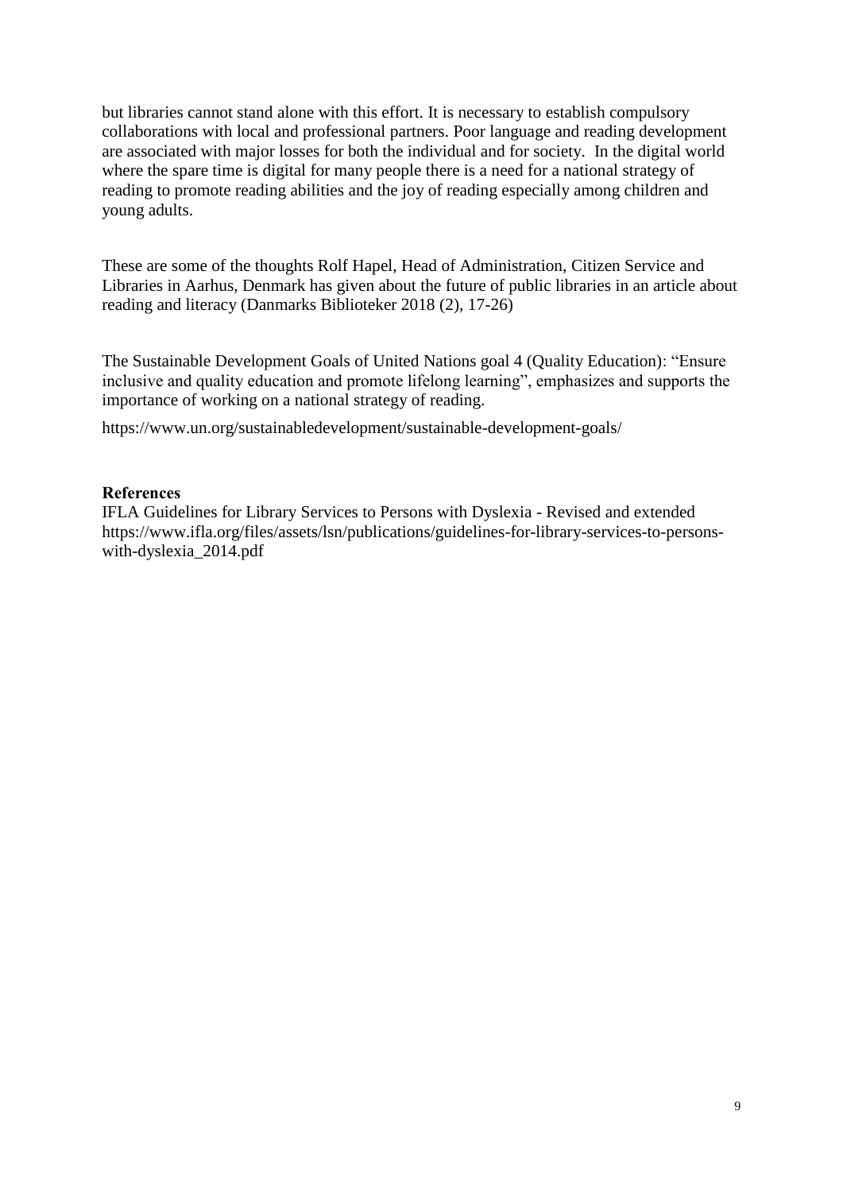but libraries cannot stand alone with this effort. It is necessary to establish compulsory collaborations with local and professional partners. Poor language and reading development are associated with major losses for both the individual and for society. In the digital world where the spare time is digital for many people there is a need for a national strategy of reading to promote reading abilities and the joy of reading especially among children and young adults.

These are some of the thoughts Rolf Hapel, Head of Administration, Citizen Service and Libraries in Aarhus, Denmark has given about the future of public libraries in an article about reading and literacy (Danmarks Biblioteker 2018 (2), 17-26)

The Sustainable Development Goals of United Nations goal 4 (Quality Education): "Ensure inclusive and quality education and promote lifelong learning", emphasizes and supports the importance of working on a national strategy of reading.

https://www.un.org/sustainabledevelopment/sustainable-development-goals/

**References**

IFLA Guidelines for Library Services to Persons with Dyslexia - Revised and extended https://www.ifla.org/files/assets/lsn/publications/guidelines-for-library-services-to-persons-with-dyslexia_2014.pdf